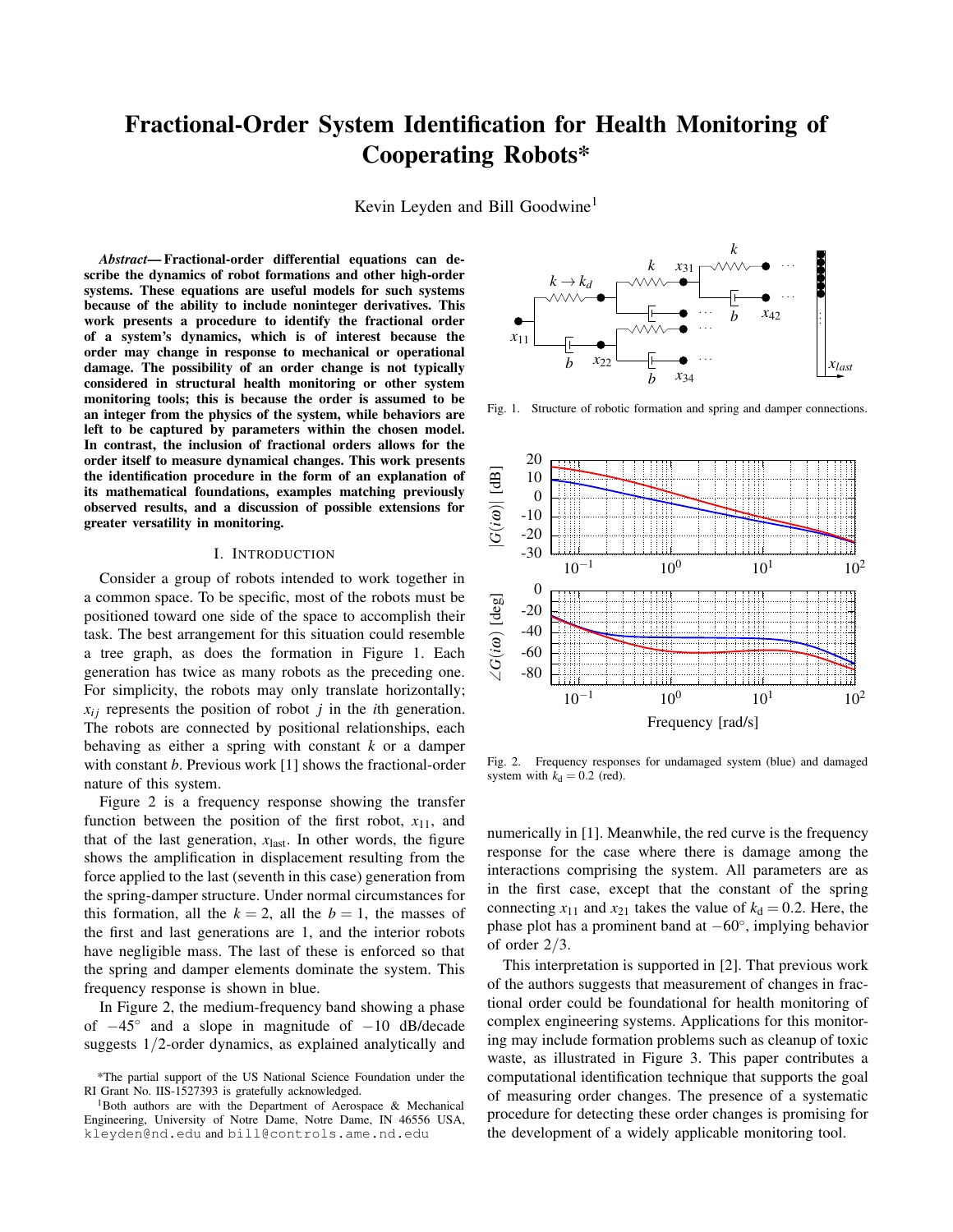# Fractional-Order System Identification for Health Monitoring of Cooperating Robots*

Kevin Leyden and Bill Goodwine[1]

***Abstract*— Fractional-order differential equations can describe the dynamics of robot formations and other high-order systems. These equations are useful models for such systems because of the ability to include noninteger derivatives. This work presents a procedure to identify the fractional order of a system's dynamics, which is of interest because the order may change in response to mechanical or operational damage. The possibility of an order change is not typically considered in structural health monitoring or other system monitoring tools; this is because the order is assumed to be an integer from the physics of the system, while behaviors are left to be captured by parameters within the chosen model. In contrast, the inclusion of fractional orders allows for the order itself to measure dynamical changes. This work presents the identification procedure in the form of an explanation of its mathematical foundations, examples matching previously observed results, and a discussion of possible extensions for greater versatility in monitoring.**

## I. Introduction

Consider a group of robots intended to work together in a common space. To be specific, most of the robots must be positioned toward one side of the space to accomplish their task. The best arrangement for this situation could resemble a tree graph, as does the formation in Figure 1. Each generation has twice as many robots as the preceding one. For simplicity, the robots may only translate horizontally; $x_{ij}$ represents the position of robot $j$ in the $i$th generation. The robots are connected by positional relationships, each behaving as either a spring with constant $k$ or a damper with constant $b$. Previous work [1] shows the fractional-order nature of this system.

Figure 2 is a frequency response showing the transfer function between the position of the first robot, $x_{11}$, and that of the last generation, $x_{\text{last}}$. In other words, the figure shows the amplification in displacement resulting from the force applied to the last (seventh in this case) generation from the spring-damper structure. Under normal circumstances for this formation, all the $k = 2$, all the $b = 1$, the masses of the first and last generations are 1, and the interior robots have negligible mass. The last of these is enforced so that the spring and damper elements dominate the system. This frequency response is shown in blue.

In Figure 2, the medium-frequency band showing a phase of $-45^\circ$ and a slope in magnitude of $-10$ dB/decade suggests $1/2$-order dynamics, as explained analytically and numerically in [1]. Meanwhile, the red curve is the frequency response for the case where there is damage among the interactions comprising the system. All parameters are as in the first case, except that the constant of the spring connecting $x_{11}$ and $x_{21}$ takes the value of $k_\text{d} = 0.2$. Here, the phase plot has a prominent band at $-60^\circ$, implying behavior of order $2/3$.

Fig. 1. Structure of robotic formation and spring and damper connections.

Fig. 2. Frequency responses for undamaged system (blue) and damaged system with $k_\text{d} = 0.2$ (red).

This interpretation is supported in [2]. That previous work of the authors suggests that measurement of changes in fractional order could be foundational for health monitoring of complex engineering systems. Applications for this monitoring may include formation problems such as cleanup of toxic waste, as illustrated in Figure 3. This paper contributes a computational identification technique that supports the goal of measuring order changes. The presence of a systematic procedure for detecting these order changes is promising for the development of a widely applicable monitoring tool.

*The partial support of the US National Science Foundation under the RI Grant No. IIS-1527393 is gratefully acknowledged.

[1]Both authors are with the Department of Aerospace & Mechanical Engineering, University of Notre Dame, Notre Dame, IN 46556 USA, kleyden@nd.edu and bill@controls.ame.nd.edu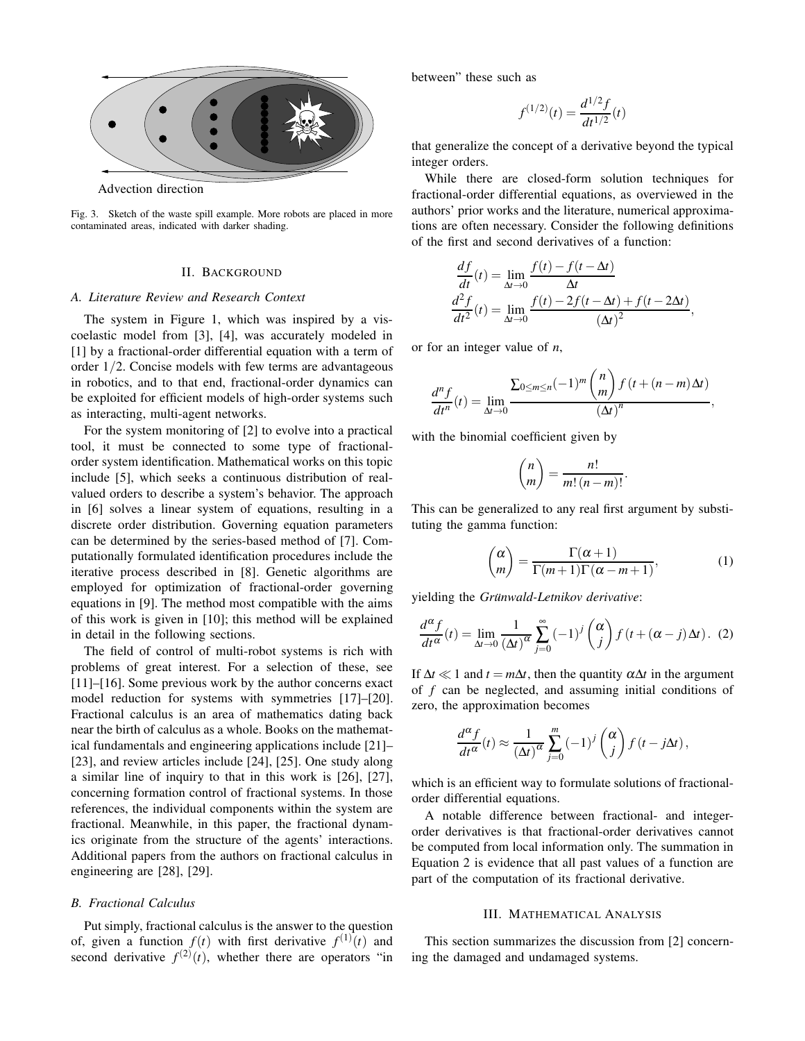Advection direction

Fig. 3. Sketch of the waste spill example. More robots are placed in more contaminated areas, indicated with darker shading.

## II. Background

### A. Literature Review and Research Context

The system in Figure 1, which was inspired by a viscoelastic model from [3], [4], was accurately modeled in [1] by a fractional-order differential equation with a term of order $1/2$. Concise models with few terms are advantageous in robotics, and to that end, fractional-order dynamics can be exploited for efficient models of high-order systems such as interacting, multi-agent networks.

For the system monitoring of [2] to evolve into a practical tool, it must be connected to some type of fractional-order system identification. Mathematical works on this topic include [5], which seeks a continuous distribution of real-valued orders to describe a system's behavior. The approach in [6] solves a linear system of equations, resulting in a discrete order distribution. Governing equation parameters can be determined by the series-based method of [7]. Computationally formulated identification procedures include the iterative process described in [8]. Genetic algorithms are employed for optimization of fractional-order governing equations in [9]. The method most compatible with the aims of this work is given in [10]; this method will be explained in detail in the following sections.

The field of control of multi-robot systems is rich with problems of great interest. For a selection of these, see [11]–[16]. Some previous work by the author concerns exact model reduction for systems with symmetries [17]–[20]. Fractional calculus is an area of mathematics dating back near the birth of calculus as a whole. Books on the mathematical fundamentals and engineering applications include [21]–[23], and review articles include [24], [25]. One study along a similar line of inquiry to that in this work is [26], [27], concerning formation control of fractional systems. In those references, the individual components within the system are fractional. Meanwhile, in this paper, the fractional dynamics originate from the structure of the agents' interactions. Additional papers from the authors on fractional calculus in engineering are [28], [29].

### B. Fractional Calculus

Put simply, fractional calculus is the answer to the question of, given a function $f(t)$ with first derivative $f^{(1)}(t)$ and second derivative $f^{(2)}(t)$, whether there are operators "in between" these such as

$$f^{(1/2)}(t) = \frac{d^{1/2}f}{dt^{1/2}}(t)$$

that generalize the concept of a derivative beyond the typical integer orders.

While there are closed-form solution techniques for fractional-order differential equations, as overviewed in the authors' prior works and the literature, numerical approximations are often necessary. Consider the following definitions of the first and second derivatives of a function:

$$\frac{df}{dt}(t) = \lim_{\Delta t \to 0} \frac{f(t) - f(t-\Delta t)}{\Delta t}$$
$$\frac{d^2f}{dt^2}(t) = \lim_{\Delta t \to 0} \frac{f(t) - 2f(t-\Delta t) + f(t-2\Delta t)}{(\Delta t)^2},$$

or for an integer value of $n$,

$$\frac{d^nf}{dt^n}(t) = \lim_{\Delta t \to 0} \frac{\sum_{0 \le m \le n} (-1)^m \binom{n}{m} f(t + (n-m)\Delta t)}{(\Delta t)^n},$$

with the binomial coefficient given by

$$\binom{n}{m} = \frac{n!}{m!\,(n-m)!}.$$

This can be generalized to any real first argument by substituting the gamma function:

$$\binom{\alpha}{m} = \frac{\Gamma(\alpha+1)}{\Gamma(m+1)\Gamma(\alpha-m+1)}, \tag{1}$$

yielding the *Grünwald-Letnikov derivative*:

$$\frac{d^\alpha f}{dt^\alpha}(t) = \lim_{\Delta t \to 0} \frac{1}{(\Delta t)^\alpha} \sum_{j=0}^{\infty} (-1)^j \binom{\alpha}{j} f(t + (\alpha - j)\Delta t). \tag{2}$$

If $\Delta t \ll 1$ and $t = m\Delta t$, then the quantity $\alpha \Delta t$ in the argument of $f$ can be neglected, and assuming initial conditions of zero, the approximation becomes

$$\frac{d^\alpha f}{dt^\alpha}(t) \approx \frac{1}{(\Delta t)^\alpha} \sum_{j=0}^{m} (-1)^j \binom{\alpha}{j} f(t - j\Delta t),$$

which is an efficient way to formulate solutions of fractional-order differential equations.

A notable difference between fractional- and integer-order derivatives is that fractional-order derivatives cannot be computed from local information only. The summation in Equation 2 is evidence that all past values of a function are part of the computation of its fractional derivative.

## III. Mathematical Analysis

This section summarizes the discussion from [2] concerning the damaged and undamaged systems.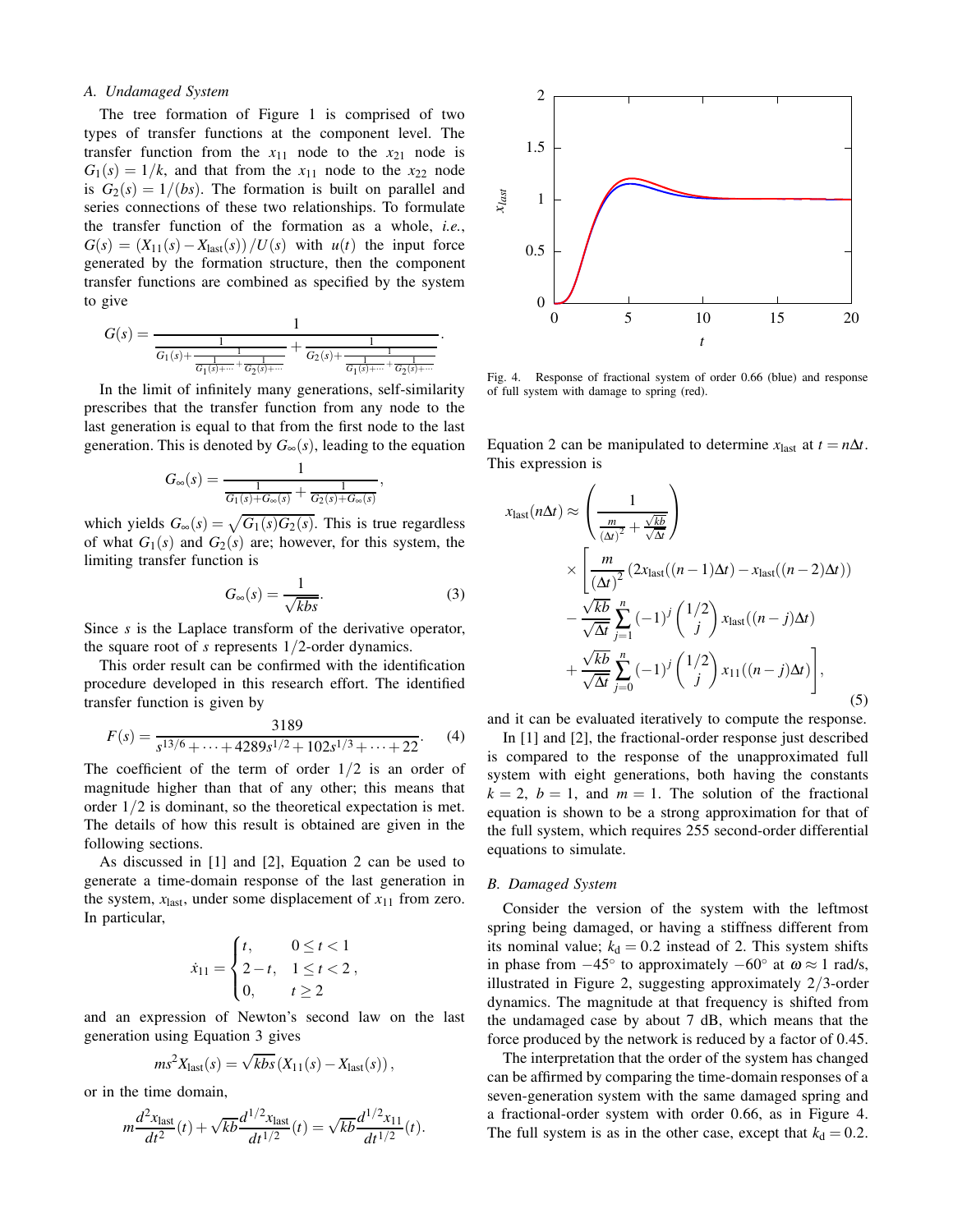### A. Undamaged System

The tree formation of Figure 1 is comprised of two types of transfer functions at the component level. The transfer function from the $x_{11}$ node to the $x_{21}$ node is $G_1(s) = 1/k$, and that from the $x_{11}$ node to the $x_{22}$ node is $G_2(s) = 1/(bs)$. The formation is built on parallel and series connections of these two relationships. To formulate the transfer function of the formation as a whole, *i.e.*, $G(s) = (X_{11}(s) - X_{\text{last}}(s))/U(s)$ with $u(t)$ the input force generated by the formation structure, then the component transfer functions are combined as specified by the system to give

$$G(s) = \frac{1}{\frac{1}{G_1(s) + \frac{1}{\frac{1}{G_1(s)+\cdots} + \frac{1}{G_2(s)+\cdots}}} + \frac{1}{G_2(s) + \frac{1}{\frac{1}{G_1(s)+\cdots} + \frac{1}{G_2(s)+\cdots}}}}.$$

In the limit of infinitely many generations, self-similarity prescribes that the transfer function from any node to the last generation is equal to that from the first node to the last generation. This is denoted by $G_\infty(s)$, leading to the equation

$$G_\infty(s) = \frac{1}{\frac{1}{G_1(s)+G_\infty(s)} + \frac{1}{G_2(s)+G_\infty(s)}},$$

which yields $G_\infty(s) = \sqrt{G_1(s)G_2(s)}$. This is true regardless of what $G_1(s)$ and $G_2(s)$ are; however, for this system, the limiting transfer function is

$$G_\infty(s) = \frac{1}{\sqrt{kbs}}. \tag{3}$$

Since $s$ is the Laplace transform of the derivative operator, the square root of $s$ represents $1/2$-order dynamics.

This order result can be confirmed with the identification procedure developed in this research effort. The identified transfer function is given by

$$F(s) = \frac{3189}{s^{13/6} + \cdots + 4289s^{1/2} + 102s^{1/3} + \cdots + 22}. \tag{4}$$

The coefficient of the term of order $1/2$ is an order of magnitude higher than that of any other; this means that order $1/2$ is dominant, so the theoretical expectation is met. The details of how this result is obtained are given in the following sections.

As discussed in [1] and [2], Equation 2 can be used to generate a time-domain response of the last generation in the system, $x_{\text{last}}$, under some displacement of $x_{11}$ from zero. In particular,

$$\dot{x}_{11} = \begin{cases} t, & 0 \le t < 1 \\ 2 - t, & 1 \le t < 2 \\ 0, & t \ge 2 \end{cases},$$

and an expression of Newton's second law on the last generation using Equation 3 gives

$$ms^2 X_{\text{last}}(s) = \sqrt{kbs}\left(X_{11}(s) - X_{\text{last}}(s)\right),$$

or in the time domain,

$$m\frac{d^2 x_{\text{last}}}{dt^2}(t) + \sqrt{kb}\frac{d^{1/2} x_{\text{last}}}{dt^{1/2}}(t) = \sqrt{kb}\frac{d^{1/2} x_{11}}{dt^{1/2}}(t).$$

Fig. 4. Response of fractional system of order 0.66 (blue) and response of full system with damage to spring (red).

Equation 2 can be manipulated to determine $x_{\text{last}}$ at $t = n\Delta t$. This expression is

$$\begin{aligned} x_{\text{last}}(n\Delta t) \approx & \left(\frac{1}{\frac{m}{(\Delta t)^2} + \frac{\sqrt{kb}}{\sqrt{\Delta t}}}\right) \\ & \times \Bigg[\frac{m}{(\Delta t)^2}\left(2x_{\text{last}}((n-1)\Delta t) - x_{\text{last}}((n-2)\Delta t)\right) \\ & - \frac{\sqrt{kb}}{\sqrt{\Delta t}} \sum_{j=1}^{n} (-1)^j \binom{1/2}{j} x_{\text{last}}((n-j)\Delta t) \\ & + \frac{\sqrt{kb}}{\sqrt{\Delta t}} \sum_{j=0}^{n} (-1)^j \binom{1/2}{j} x_{11}((n-j)\Delta t)\Bigg], \end{aligned} \tag{5}$$

and it can be evaluated iteratively to compute the response.

In [1] and [2], the fractional-order response just described is compared to the response of the unapproximated full system with eight generations, both having the constants $k = 2$, $b = 1$, and $m = 1$. The solution of the fractional equation is shown to be a strong approximation for that of the full system, which requires 255 second-order differential equations to simulate.

### B. Damaged System

Consider the version of the system with the leftmost spring being damaged, or having a stiffness different from its nominal value; $k_d = 0.2$ instead of 2. This system shifts in phase from $-45^\circ$ to approximately $-60^\circ$ at $\omega \approx 1$ rad/s, illustrated in Figure 2, suggesting approximately $2/3$-order dynamics. The magnitude at that frequency is shifted from the undamaged case by about 7 dB, which means that the force produced by the network is reduced by a factor of 0.45.

The interpretation that the order of the system has changed can be affirmed by comparing the time-domain responses of a seven-generation system with the same damaged spring and a fractional-order system with order 0.66, as in Figure 4. The full system is as in the other case, except that $k_d = 0.2$.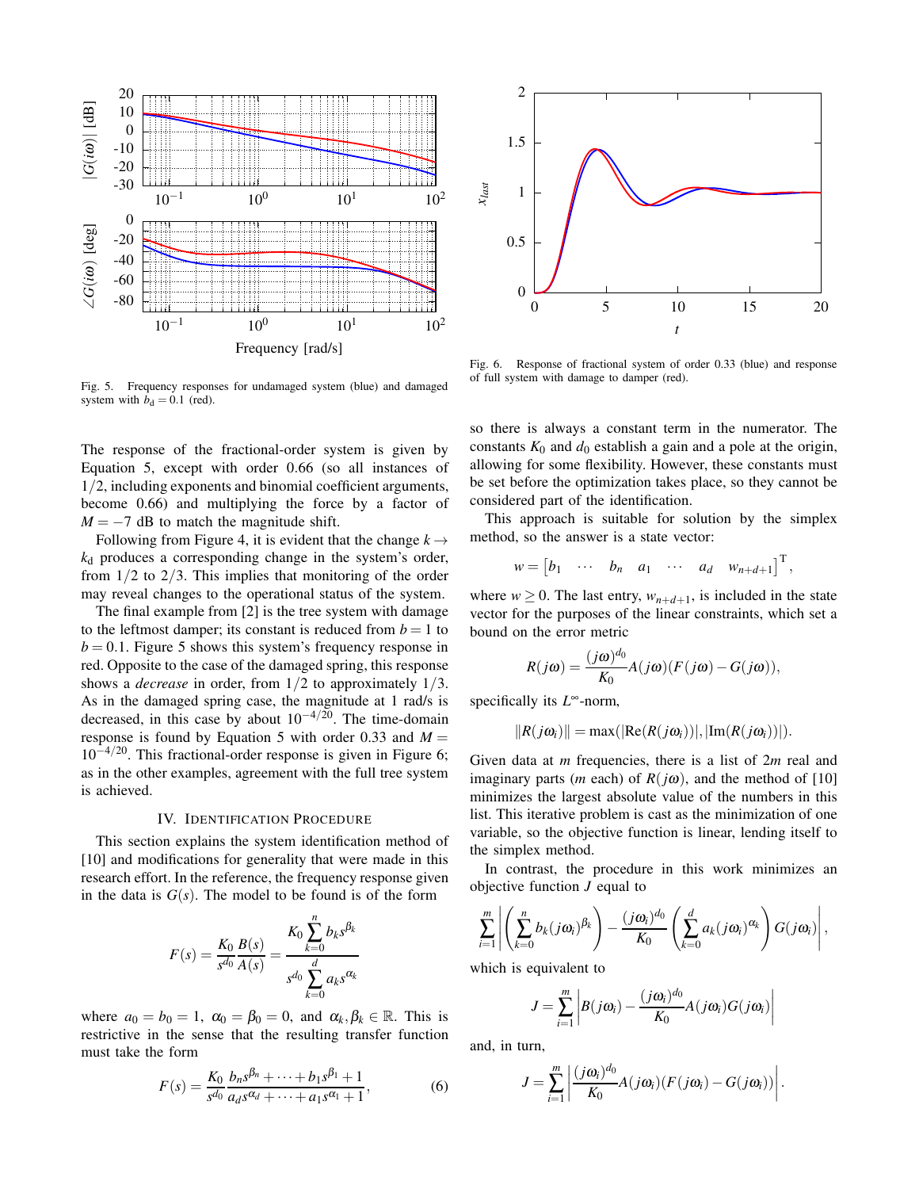Fig. 5. Frequency responses for undamaged system (blue) and damaged system with $b_d = 0.1$ (red).

Fig. 6. Response of fractional system of order 0.33 (blue) and response of full system with damage to damper (red).

The response of the fractional-order system is given by Equation 5, except with order 0.66 (so all instances of $1/2$, including exponents and binomial coefficient arguments, become 0.66) and multiplying the force by a factor of $M = -7$ dB to match the magnitude shift.

Following from Figure 4, it is evident that the change $k \to k_d$ produces a corresponding change in the system's order, from $1/2$ to $2/3$. This implies that monitoring of the order may reveal changes to the operational status of the system.

The final example from [2] is the tree system with damage to the leftmost damper; its constant is reduced from $b = 1$ to $b = 0.1$. Figure 5 shows this system's frequency response in red. Opposite to the case of the damaged spring, this response shows a *decrease* in order, from $1/2$ to approximately $1/3$. As in the damaged spring case, the magnitude at 1 rad/s is decreased, in this case by about $10^{-4/20}$. The time-domain response is found by Equation 5 with order 0.33 and $M = 10^{-4/20}$. This fractional-order response is given in Figure 6; as in the other examples, agreement with the full tree system is achieved.

## IV. Identification Procedure

This section explains the system identification method of [10] and modifications for generality that were made in this research effort. In the reference, the frequency response given in the data is $G(s)$. The model to be found is of the form

$$F(s) = \frac{K_0}{s^{d_0}} \frac{B(s)}{A(s)} = \frac{K_0 \sum_{k=0}^{n} b_k s^{\beta_k}}{s^{d_0} \sum_{k=0}^{d} a_k s^{\alpha_k}}$$

where $a_0 = b_0 = 1$, $\alpha_0 = \beta_0 = 0$, and $\alpha_k, \beta_k \in \mathbb{R}$. This is restrictive in the sense that the resulting transfer function must take the form

$$F(s) = \frac{K_0}{s^{d_0}} \frac{b_n s^{\beta_n} + \cdots + b_1 s^{\beta_1} + 1}{a_d s^{\alpha_d} + \cdots + a_1 s^{\alpha_1} + 1}, \tag{6}$$

so there is always a constant term in the numerator. The constants $K_0$ and $d_0$ establish a gain and a pole at the origin, allowing for some flexibility. However, these constants must be set before the optimization takes place, so they cannot be considered part of the identification.

This approach is suitable for solution by the simplex method, so the answer is a state vector:

$$w = \begin{bmatrix} b_1 & \cdots & b_n & a_1 & \cdots & a_d & w_{n+d+1} \end{bmatrix}^{\mathrm{T}},$$

where $w \geq 0$. The last entry, $w_{n+d+1}$, is included in the state vector for the purposes of the linear constraints, which set a bound on the error metric

$$R(j\omega) = \frac{(j\omega)^{d_0}}{K_0} A(j\omega)(F(j\omega) - G(j\omega)),$$

specifically its $L^\infty$-norm,

$$\|R(j\omega_i)\| = \max(|\mathrm{Re}(R(j\omega_i))|, |\mathrm{Im}(R(j\omega_i))|).$$

Given data at $m$ frequencies, there is a list of $2m$ real and imaginary parts ($m$ each) of $R(j\omega)$, and the method of [10] minimizes the largest absolute value of the numbers in this list. This iterative problem is cast as the minimization of one variable, so the objective function is linear, lending itself to the simplex method.

In contrast, the procedure in this work minimizes an objective function $J$ equal to

$$\sum_{i=1}^{m} \left| \left( \sum_{k=0}^{n} b_k (j\omega_i)^{\beta_k} \right) - \frac{(j\omega_i)^{d_0}}{K_0} \left( \sum_{k=0}^{d} a_k (j\omega_i)^{\alpha_k} \right) G(j\omega_i) \right|,$$

which is equivalent to

$$J = \sum_{i=1}^{m} \left| B(j\omega_i) - \frac{(j\omega_i)^{d_0}}{K_0} A(j\omega_i) G(j\omega_i) \right|$$

and, in turn,

$$J = \sum_{i=1}^{m} \left| \frac{(j\omega_i)^{d_0}}{K_0} A(j\omega_i)(F(j\omega_i) - G(j\omega_i)) \right|.$$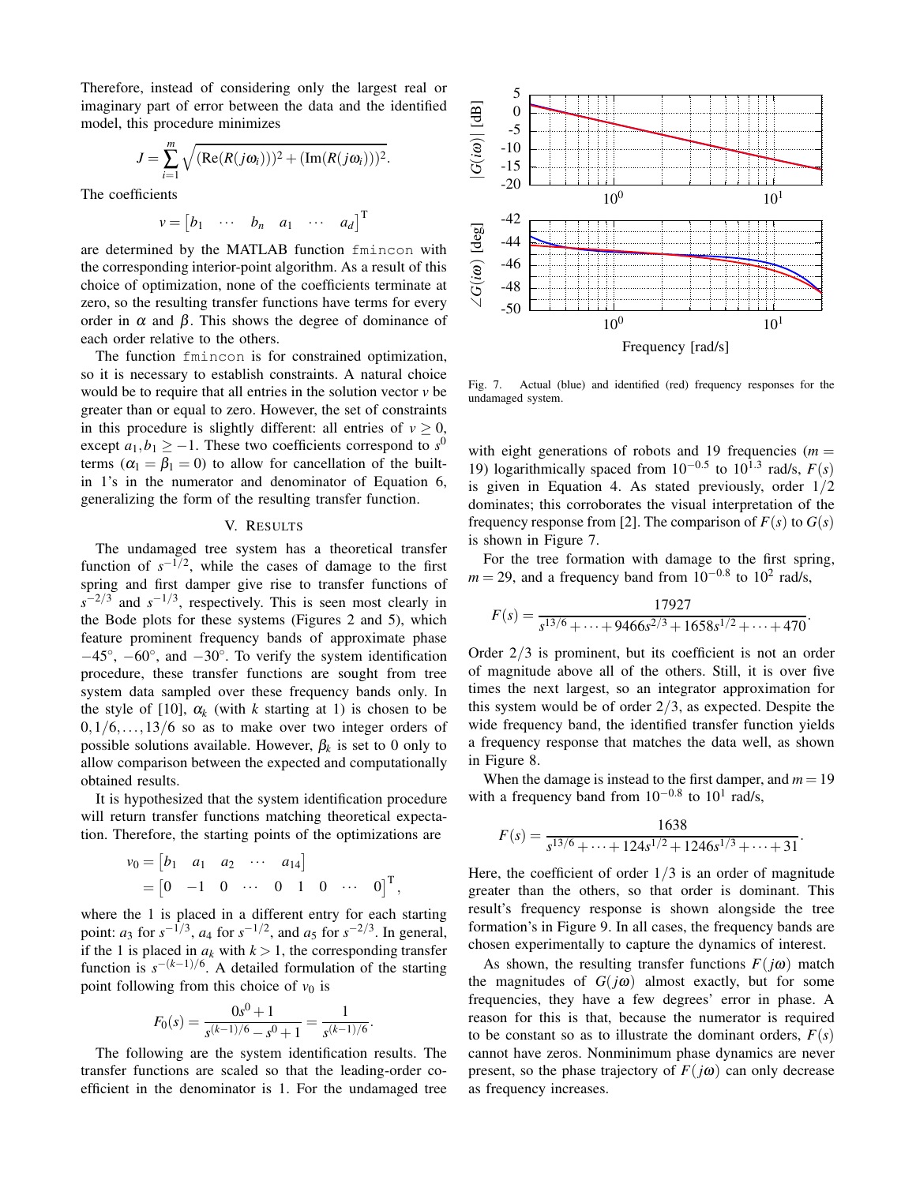Therefore, instead of considering only the largest real or imaginary part of error between the data and the identified model, this procedure minimizes

$$J = \sum_{i=1}^{m} \sqrt{(\mathrm{Re}(R(j\omega_i)))^2 + (\mathrm{Im}(R(j\omega_i)))^2}.$$

The coefficients

$$v = \begin{bmatrix} b_1 & \cdots & b_n & a_1 & \cdots & a_d \end{bmatrix}^{\mathrm{T}}$$

are determined by the MATLAB function `fmincon` with the corresponding interior-point algorithm. As a result of this choice of optimization, none of the coefficients terminate at zero, so the resulting transfer functions have terms for every order in $\alpha$ and $\beta$. This shows the degree of dominance of each order relative to the others.

The function `fmincon` is for constrained optimization, so it is necessary to establish constraints. A natural choice would be to require that all entries in the solution vector $v$ be greater than or equal to zero. However, the set of constraints in this procedure is slightly different: all entries of $v \geq 0$, except $a_1, b_1 \geq -1$. These two coefficients correspond to $s^0$ terms ($\alpha_1 = \beta_1 = 0$) to allow for cancellation of the built-in 1's in the numerator and denominator of Equation 6, generalizing the form of the resulting transfer function.

## V. Results

The undamaged tree system has a theoretical transfer function of $s^{-1/2}$, while the cases of damage to the first spring and first damper give rise to transfer functions of $s^{-2/3}$ and $s^{-1/3}$, respectively. This is seen most clearly in the Bode plots for these systems (Figures 2 and 5), which feature prominent frequency bands of approximate phase $-45^\circ$, $-60^\circ$, and $-30^\circ$. To verify the system identification procedure, these transfer functions are sought from tree system data sampled over these frequency bands only. In the style of [10], $\alpha_k$ (with $k$ starting at 1) is chosen to be $0, 1/6, \ldots, 13/6$ so as to make over two integer orders of possible solutions available. However, $\beta_k$ is set to 0 only to allow comparison between the expected and computationally obtained results.

It is hypothesized that the system identification procedure will return transfer functions matching theoretical expectation. Therefore, the starting points of the optimizations are

$$\begin{aligned} v_0 &= \begin{bmatrix} b_1 & a_1 & a_2 & \cdots & a_{14} \end{bmatrix} \\ &= \begin{bmatrix} 0 & -1 & 0 & \cdots & 0 & 1 & 0 & \cdots & 0 \end{bmatrix}^{\mathrm{T}}, \end{aligned}$$

where the 1 is placed in a different entry for each starting point: $a_3$ for $s^{-1/3}$, $a_4$ for $s^{-1/2}$, and $a_5$ for $s^{-2/3}$. In general, if the 1 is placed in $a_k$ with $k > 1$, the corresponding transfer function is $s^{-(k-1)/6}$. A detailed formulation of the starting point following from this choice of $v_0$ is

$$F_0(s) = \frac{0s^0 + 1}{s^{(k-1)/6} - s^0 + 1} = \frac{1}{s^{(k-1)/6}}.$$

The following are the system identification results. The transfer functions are scaled so that the leading-order coefficient in the denominator is 1. For the undamaged tree with eight generations of robots and 19 frequencies ($m = 19$) logarithmically spaced from $10^{-0.5}$ to $10^{1.3}$ rad/s, $F(s)$ is given in Equation 4. As stated previously, order $1/2$ dominates; this corroborates the visual interpretation of the frequency response from [2]. The comparison of $F(s)$ to $G(s)$ is shown in Figure 7.

Fig. 7. Actual (blue) and identified (red) frequency responses for the undamaged system.

For the tree formation with damage to the first spring, $m = 29$, and a frequency band from $10^{-0.8}$ to $10^{2}$ rad/s,

$$F(s) = \frac{17927}{s^{13/6} + \cdots + 9466s^{2/3} + 1658s^{1/2} + \cdots + 470}.$$

Order $2/3$ is prominent, but its coefficient is not an order of magnitude above all of the others. Still, it is over five times the next largest, so an integrator approximation for this system would be of order $2/3$, as expected. Despite the wide frequency band, the identified transfer function yields a frequency response that matches the data well, as shown in Figure 8.

When the damage is instead to the first damper, and $m = 19$ with a frequency band from $10^{-0.8}$ to $10^{1}$ rad/s,

$$F(s) = \frac{1638}{s^{13/6} + \cdots + 124s^{1/2} + 1246s^{1/3} + \cdots + 31}.$$

Here, the coefficient of order $1/3$ is an order of magnitude greater than the others, so that order is dominant. This result's frequency response is shown alongside the tree formation's in Figure 9. In all cases, the frequency bands are chosen experimentally to capture the dynamics of interest.

As shown, the resulting transfer functions $F(j\omega)$ match the magnitudes of $G(j\omega)$ almost exactly, but for some frequencies, they have a few degrees' error in phase. A reason for this is that, because the numerator is required to be constant so as to illustrate the dominant orders, $F(s)$ cannot have zeros. Nonminimum phase dynamics are never present, so the phase trajectory of $F(j\omega)$ can only decrease as frequency increases.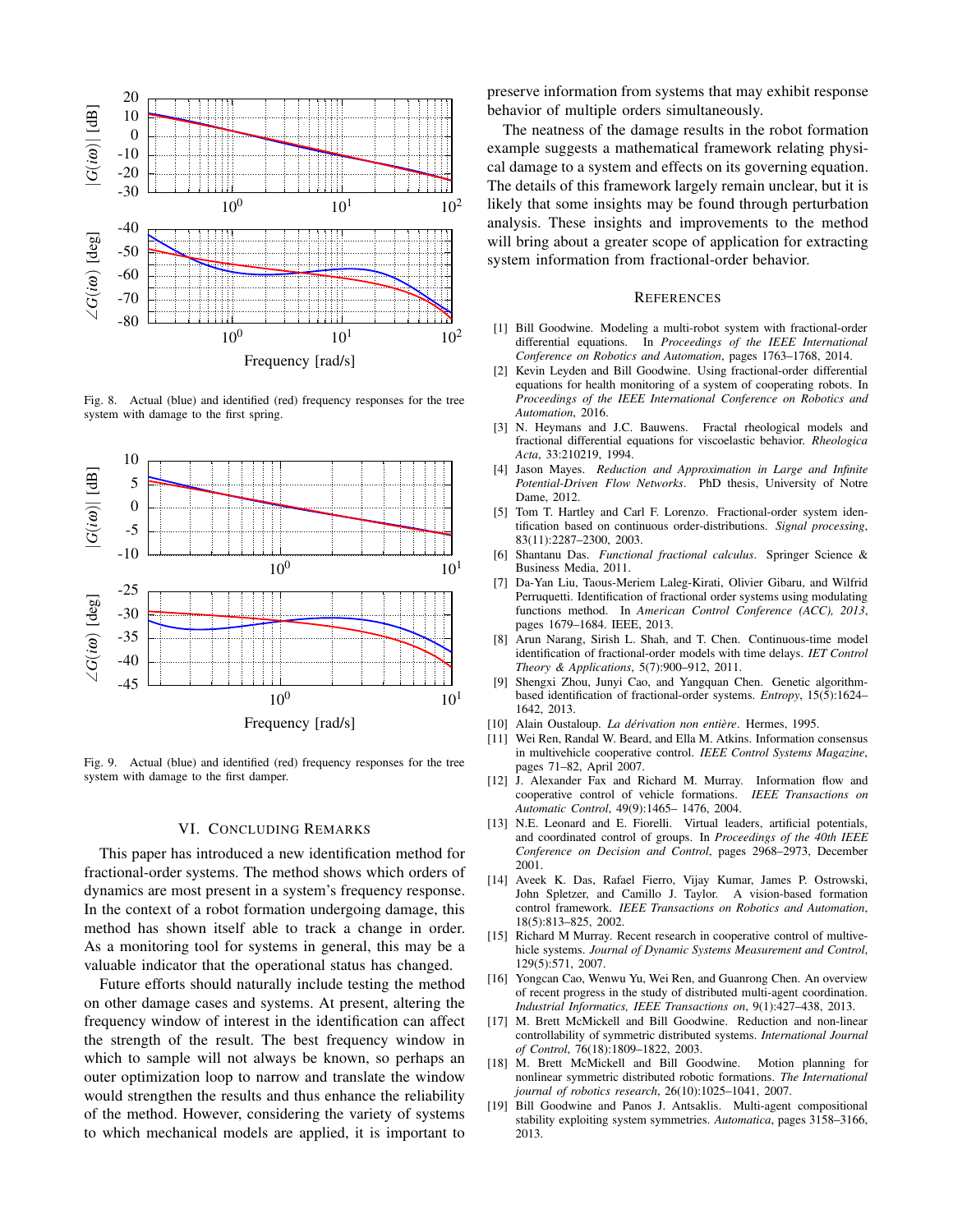Fig. 8. Actual (blue) and identified (red) frequency responses for the tree system with damage to the first spring.

Fig. 9. Actual (blue) and identified (red) frequency responses for the tree system with damage to the first damper.

## VI. Concluding Remarks

This paper has introduced a new identification method for fractional-order systems. The method shows which orders of dynamics are most present in a system's frequency response. In the context of a robot formation undergoing damage, this method has shown itself able to track a change in order. As a monitoring tool for systems in general, this may be a valuable indicator that the operational status has changed.

Future efforts should naturally include testing the method on other damage cases and systems. At present, altering the frequency window of interest in the identification can affect the strength of the result. The best frequency window in which to sample will not always be known, so perhaps an outer optimization loop to narrow and translate the window would strengthen the results and thus enhance the reliability of the method. However, considering the variety of systems to which mechanical models are applied, it is important to preserve information from systems that may exhibit response behavior of multiple orders simultaneously.

The neatness of the damage results in the robot formation example suggests a mathematical framework relating physical damage to a system and effects on its governing equation. The details of this framework largely remain unclear, but it is likely that some insights may be found through perturbation analysis. These insights and improvements to the method will bring about a greater scope of application for extracting system information from fractional-order behavior.

## References

[1] Bill Goodwine. Modeling a multi-robot system with fractional-order differential equations. In *Proceedings of the IEEE International Conference on Robotics and Automation*, pages 1763–1768, 2014.

[2] Kevin Leyden and Bill Goodwine. Using fractional-order differential equations for health monitoring of a system of cooperating robots. In *Proceedings of the IEEE International Conference on Robotics and Automation*, 2016.

[3] N. Heymans and J.C. Bauwens. Fractal rheological models and fractional differential equations for viscoelastic behavior. *Rheologica Acta*, 33:210219, 1994.

[4] Jason Mayes. *Reduction and Approximation in Large and Infinite Potential-Driven Flow Networks*. PhD thesis, University of Notre Dame, 2012.

[5] Tom T. Hartley and Carl F. Lorenzo. Fractional-order system identification based on continuous order-distributions. *Signal processing*, 83(11):2287–2300, 2003.

[6] Shantanu Das. *Functional fractional calculus*. Springer Science & Business Media, 2011.

[7] Da-Yan Liu, Taous-Meriem Laleg-Kirati, Olivier Gibaru, and Wilfrid Perruquetti. Identification of fractional order systems using modulating functions method. In *American Control Conference (ACC), 2013*, pages 1679–1684. IEEE, 2013.

[8] Arun Narang, Sirish L. Shah, and T. Chen. Continuous-time model identification of fractional-order models with time delays. *IET Control Theory & Applications*, 5(7):900–912, 2011.

[9] Shengxi Zhou, Junyi Cao, and Yangquan Chen. Genetic algorithm-based identification of fractional-order systems. *Entropy*, 15(5):1624–1642, 2013.

[10] Alain Oustaloup. *La dérivation non entière*. Hermes, 1995.

[11] Wei Ren, Randal W. Beard, and Ella M. Atkins. Information consensus in multivehicle cooperative control. *IEEE Control Systems Magazine*, pages 71–82, April 2007.

[12] J. Alexander Fax and Richard M. Murray. Information flow and cooperative control of vehicle formations. *IEEE Transactions on Automatic Control*, 49(9):1465– 1476, 2004.

[13] N.E. Leonard and E. Fiorelli. Virtual leaders, artificial potentials, and coordinated control of groups. In *Proceedings of the 40th IEEE Conference on Decision and Control*, pages 2968–2973, December 2001.

[14] Aveek K. Das, Rafael Fierro, Vijay Kumar, James P. Ostrowski, John Spletzer, and Camillo J. Taylor. A vision-based formation control framework. *IEEE Transactions on Robotics and Automation*, 18(5):813–825, 2002.

[15] Richard M Murray. Recent research in cooperative control of multivehicle systems. *Journal of Dynamic Systems Measurement and Control*, 129(5):571, 2007.

[16] Yongcan Cao, Wenwu Yu, Wei Ren, and Guanrong Chen. An overview of recent progress in the study of distributed multi-agent coordination. *Industrial Informatics, IEEE Transactions on*, 9(1):427–438, 2013.

[17] M. Brett McMickell and Bill Goodwine. Reduction and non-linear controllability of symmetric distributed systems. *International Journal of Control*, 76(18):1809–1822, 2003.

[18] M. Brett McMickell and Bill Goodwine. Motion planning for nonlinear symmetric distributed robotic formations. *The International journal of robotics research*, 26(10):1025–1041, 2007.

[19] Bill Goodwine and Panos J. Antsaklis. Multi-agent compositional stability exploiting system symmetries. *Automatica*, pages 3158–3166, 2013.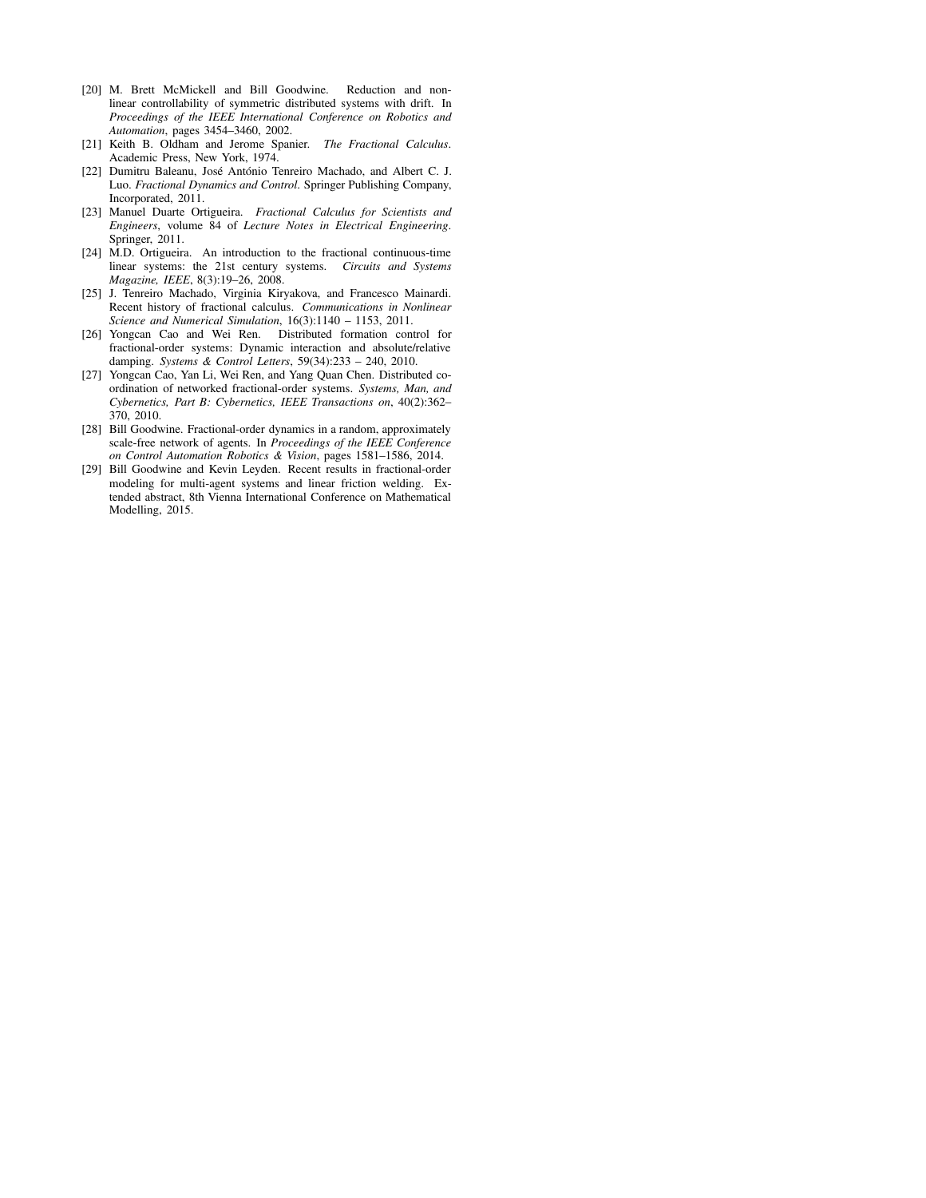[20] M. Brett McMickell and Bill Goodwine. Reduction and non-linear controllability of symmetric distributed systems with drift. In *Proceedings of the IEEE International Conference on Robotics and Automation*, pages 3454–3460, 2002.

[21] Keith B. Oldham and Jerome Spanier. *The Fractional Calculus*. Academic Press, New York, 1974.

[22] Dumitru Baleanu, José António Tenreiro Machado, and Albert C. J. Luo. *Fractional Dynamics and Control*. Springer Publishing Company, Incorporated, 2011.

[23] Manuel Duarte Ortigueira. *Fractional Calculus for Scientists and Engineers*, volume 84 of *Lecture Notes in Electrical Engineering*. Springer, 2011.

[24] M.D. Ortigueira. An introduction to the fractional continuous-time linear systems: the 21st century systems. *Circuits and Systems Magazine, IEEE*, 8(3):19–26, 2008.

[25] J. Tenreiro Machado, Virginia Kiryakova, and Francesco Mainardi. Recent history of fractional calculus. *Communications in Nonlinear Science and Numerical Simulation*, 16(3):1140 – 1153, 2011.

[26] Yongcan Cao and Wei Ren. Distributed formation control for fractional-order systems: Dynamic interaction and absolute/relative damping. *Systems & Control Letters*, 59(34):233 – 240, 2010.

[27] Yongcan Cao, Yan Li, Wei Ren, and Yang Quan Chen. Distributed coordination of networked fractional-order systems. *Systems, Man, and Cybernetics, Part B: Cybernetics, IEEE Transactions on*, 40(2):362–370, 2010.

[28] Bill Goodwine. Fractional-order dynamics in a random, approximately scale-free network of agents. In *Proceedings of the IEEE Conference on Control Automation Robotics & Vision*, pages 1581–1586, 2014.

[29] Bill Goodwine and Kevin Leyden. Recent results in fractional-order modeling for multi-agent systems and linear friction welding. Extended abstract, 8th Vienna International Conference on Mathematical Modelling, 2015.